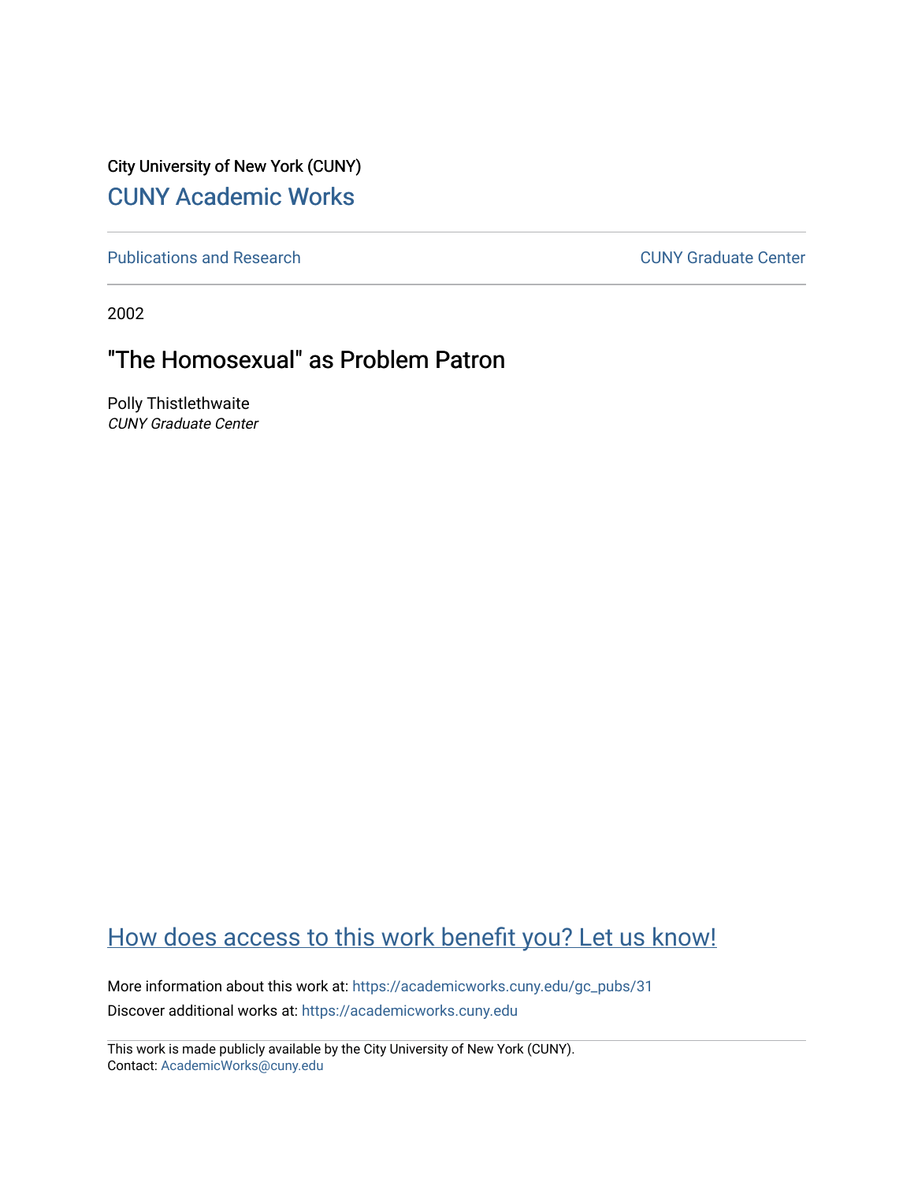City University of New York (CUNY)

CUNY Academic Works

Publications and Research

CUNY Graduate Center

2002

# "The Homosexual" as Problem Patron

Polly Thistlethwaite
*CUNY Graduate Center*

How does access to this work benefit you? Let us know!

More information about this work at: https://academicworks.cuny.edu/gc_pubs/31

Discover additional works at: https://academicworks.cuny.edu

This work is made publicly available by the City University of New York (CUNY).
Contact: AcademicWorks@cuny.edu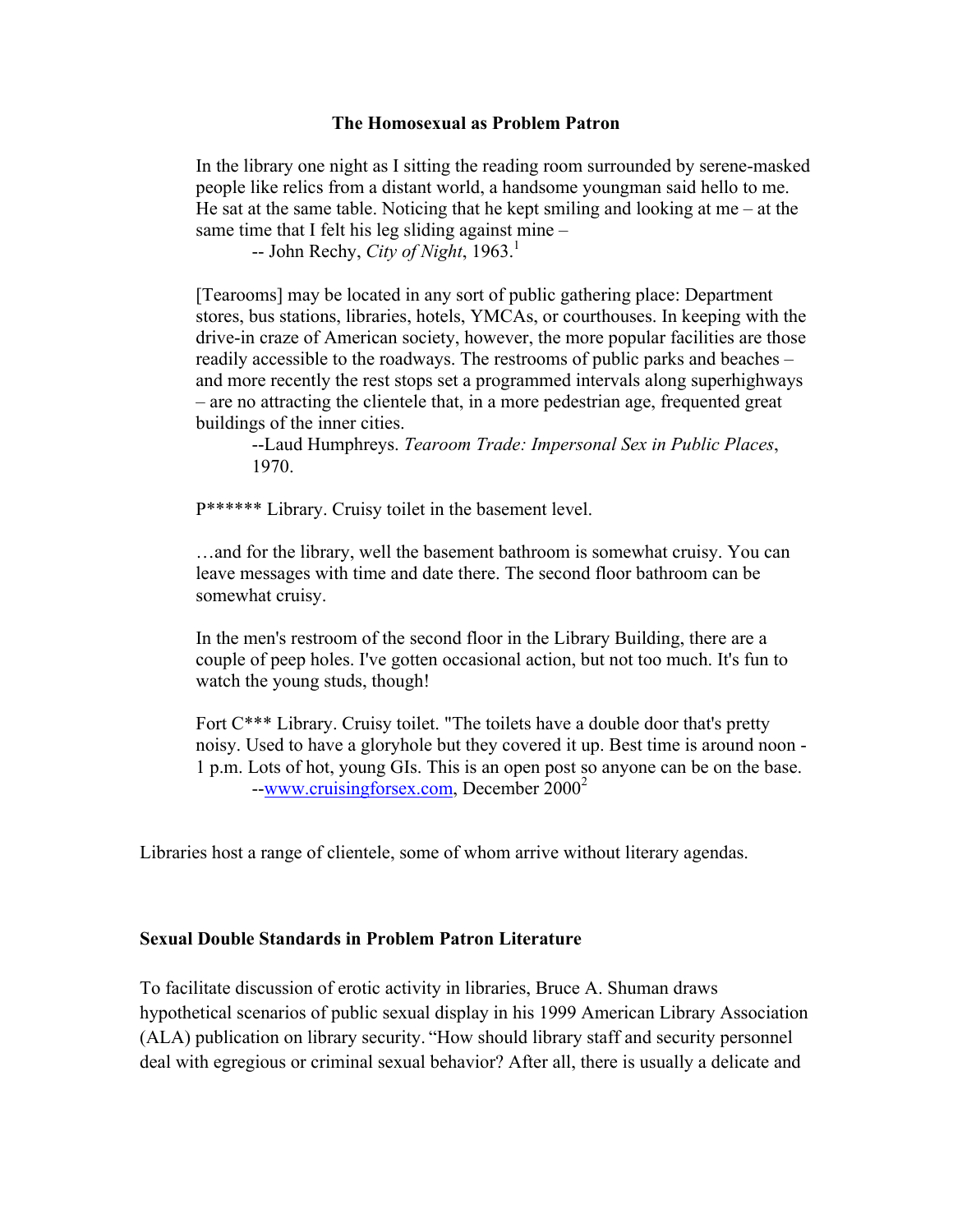**The Homosexual as Problem Patron**

> In the library one night as I sitting the reading room surrounded by serene-masked people like relics from a distant world, a handsome youngman said hello to me. He sat at the same table. Noticing that he kept smiling and looking at me – at the same time that I felt his leg sliding against mine –
>
> -- John Rechy, *City of Night*, 1963.[1]

> [Tearooms] may be located in any sort of public gathering place: Department stores, bus stations, libraries, hotels, YMCAs, or courthouses. In keeping with the drive-in craze of American society, however, the more popular facilities are those readily accessible to the roadways. The restrooms of public parks and beaches – and more recently the rest stops set a programmed intervals along superhighways – are no attracting the clientele that, in a more pedestrian age, frequented great buildings of the inner cities.
>
> --Laud Humphreys. *Tearoom Trade: Impersonal Sex in Public Places*, 1970.

> P****** Library. Cruisy toilet in the basement level.
>
> …and for the library, well the basement bathroom is somewhat cruisy. You can leave messages with time and date there. The second floor bathroom can be somewhat cruisy.
>
> In the men's restroom of the second floor in the Library Building, there are a couple of peep holes. I've gotten occasional action, but not too much. It's fun to watch the young studs, though!
>
> Fort C*** Library. Cruisy toilet. "The toilets have a double door that's pretty noisy. Used to have a gloryhole but they covered it up. Best time is around noon - 1 p.m. Lots of hot, young GIs. This is an open post so anyone can be on the base.
>
> --www.cruisingforsex.com, December 2000[2]

Libraries host a range of clientele, some of whom arrive without literary agendas.

**Sexual Double Standards in Problem Patron Literature**

To facilitate discussion of erotic activity in libraries, Bruce A. Shuman draws hypothetical scenarios of public sexual display in his 1999 American Library Association (ALA) publication on library security. "How should library staff and security personnel deal with egregious or criminal sexual behavior? After all, there is usually a delicate and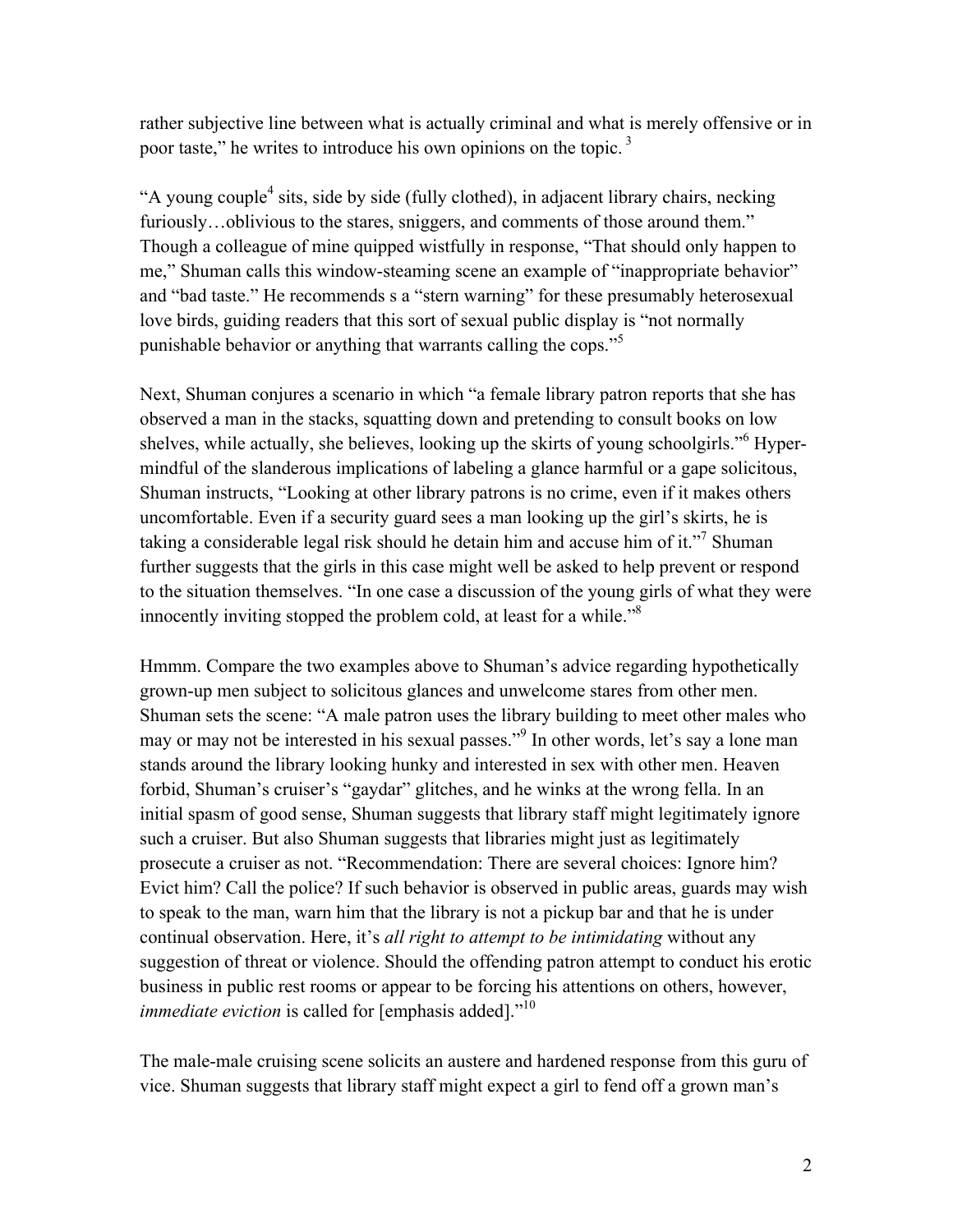rather subjective line between what is actually criminal and what is merely offensive or in poor taste," he writes to introduce his own opinions on the topic. [3]

"A young couple[4] sits, side by side (fully clothed), in adjacent library chairs, necking furiously…oblivious to the stares, sniggers, and comments of those around them." Though a colleague of mine quipped wistfully in response, "That should only happen to me," Shuman calls this window-steaming scene an example of "inappropriate behavior" and "bad taste." He recommends s a "stern warning" for these presumably heterosexual love birds, guiding readers that this sort of sexual public display is "not normally punishable behavior or anything that warrants calling the cops."[5]

Next, Shuman conjures a scenario in which "a female library patron reports that she has observed a man in the stacks, squatting down and pretending to consult books on low shelves, while actually, she believes, looking up the skirts of young schoolgirls."[6] Hyper-mindful of the slanderous implications of labeling a glance harmful or a gape solicitous, Shuman instructs, "Looking at other library patrons is no crime, even if it makes others uncomfortable. Even if a security guard sees a man looking up the girl's skirts, he is taking a considerable legal risk should he detain him and accuse him of it."[7] Shuman further suggests that the girls in this case might well be asked to help prevent or respond to the situation themselves. "In one case a discussion of the young girls of what they were innocently inviting stopped the problem cold, at least for a while."[8]

Hmmm. Compare the two examples above to Shuman's advice regarding hypothetically grown-up men subject to solicitous glances and unwelcome stares from other men. Shuman sets the scene: "A male patron uses the library building to meet other males who may or may not be interested in his sexual passes."[9] In other words, let's say a lone man stands around the library looking hunky and interested in sex with other men. Heaven forbid, Shuman's cruiser's "gaydar" glitches, and he winks at the wrong fella. In an initial spasm of good sense, Shuman suggests that library staff might legitimately ignore such a cruiser. But also Shuman suggests that libraries might just as legitimately prosecute a cruiser as not. "Recommendation: There are several choices: Ignore him? Evict him? Call the police? If such behavior is observed in public areas, guards may wish to speak to the man, warn him that the library is not a pickup bar and that he is under continual observation. Here, it's *all right to attempt to be intimidating* without any suggestion of threat or violence. Should the offending patron attempt to conduct his erotic business in public rest rooms or appear to be forcing his attentions on others, however, *immediate eviction* is called for [emphasis added]."[10]

The male-male cruising scene solicits an austere and hardened response from this guru of vice. Shuman suggests that library staff might expect a girl to fend off a grown man's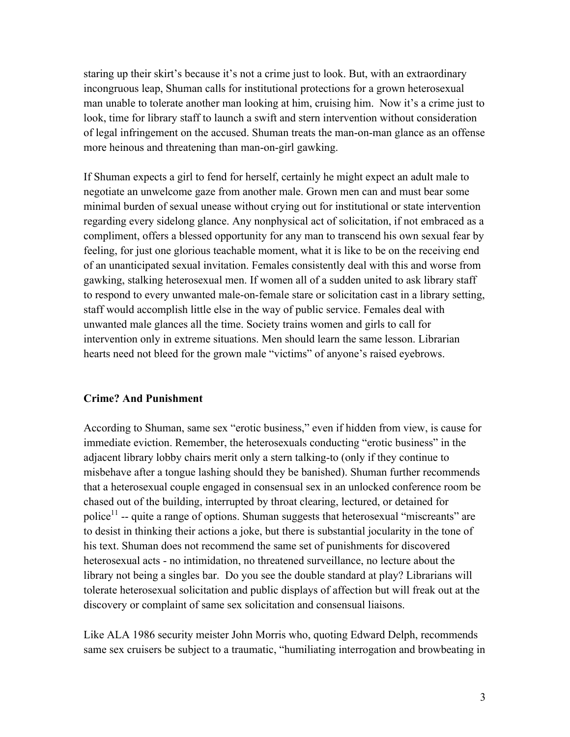staring up their skirt's because it's not a crime just to look. But, with an extraordinary incongruous leap, Shuman calls for institutional protections for a grown heterosexual man unable to tolerate another man looking at him, cruising him. Now it's a crime just to look, time for library staff to launch a swift and stern intervention without consideration of legal infringement on the accused. Shuman treats the man-on-man glance as an offense more heinous and threatening than man-on-girl gawking.

If Shuman expects a girl to fend for herself, certainly he might expect an adult male to negotiate an unwelcome gaze from another male. Grown men can and must bear some minimal burden of sexual unease without crying out for institutional or state intervention regarding every sidelong glance. Any nonphysical act of solicitation, if not embraced as a compliment, offers a blessed opportunity for any man to transcend his own sexual fear by feeling, for just one glorious teachable moment, what it is like to be on the receiving end of an unanticipated sexual invitation. Females consistently deal with this and worse from gawking, stalking heterosexual men. If women all of a sudden united to ask library staff to respond to every unwanted male-on-female stare or solicitation cast in a library setting, staff would accomplish little else in the way of public service. Females deal with unwanted male glances all the time. Society trains women and girls to call for intervention only in extreme situations. Men should learn the same lesson. Librarian hearts need not bleed for the grown male "victims" of anyone's raised eyebrows.

**Crime? And Punishment**

According to Shuman, same sex "erotic business," even if hidden from view, is cause for immediate eviction. Remember, the heterosexuals conducting "erotic business" in the adjacent library lobby chairs merit only a stern talking-to (only if they continue to misbehave after a tongue lashing should they be banished). Shuman further recommends that a heterosexual couple engaged in consensual sex in an unlocked conference room be chased out of the building, interrupted by throat clearing, lectured, or detained for police[11] -- quite a range of options. Shuman suggests that heterosexual "miscreants" are to desist in thinking their actions a joke, but there is substantial jocularity in the tone of his text. Shuman does not recommend the same set of punishments for discovered heterosexual acts - no intimidation, no threatened surveillance, no lecture about the library not being a singles bar. Do you see the double standard at play? Librarians will tolerate heterosexual solicitation and public displays of affection but will freak out at the discovery or complaint of same sex solicitation and consensual liaisons.

Like ALA 1986 security meister John Morris who, quoting Edward Delph, recommends same sex cruisers be subject to a traumatic, "humiliating interrogation and browbeating in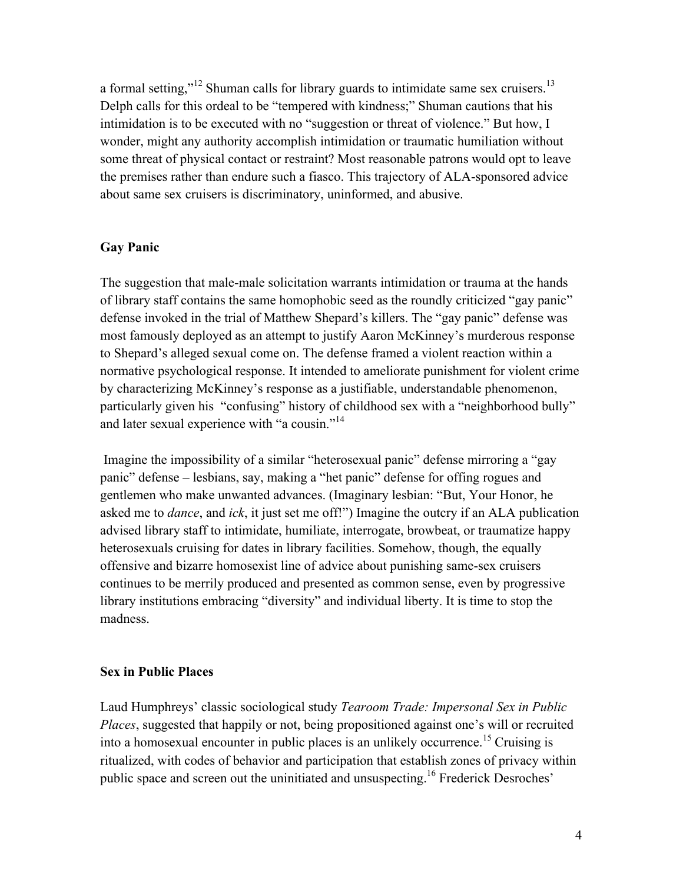a formal setting,"[12] Shuman calls for library guards to intimidate same sex cruisers.[13] Delph calls for this ordeal to be "tempered with kindness;" Shuman cautions that his intimidation is to be executed with no "suggestion or threat of violence." But how, I wonder, might any authority accomplish intimidation or traumatic humiliation without some threat of physical contact or restraint? Most reasonable patrons would opt to leave the premises rather than endure such a fiasco. This trajectory of ALA-sponsored advice about same sex cruisers is discriminatory, uninformed, and abusive.

**Gay Panic**

The suggestion that male-male solicitation warrants intimidation or trauma at the hands of library staff contains the same homophobic seed as the roundly criticized "gay panic" defense invoked in the trial of Matthew Shepard's killers. The "gay panic" defense was most famously deployed as an attempt to justify Aaron McKinney's murderous response to Shepard's alleged sexual come on. The defense framed a violent reaction within a normative psychological response. It intended to ameliorate punishment for violent crime by characterizing McKinney's response as a justifiable, understandable phenomenon, particularly given his "confusing" history of childhood sex with a "neighborhood bully" and later sexual experience with "a cousin."[14]

Imagine the impossibility of a similar "heterosexual panic" defense mirroring a "gay panic" defense – lesbians, say, making a "het panic" defense for offing rogues and gentlemen who make unwanted advances. (Imaginary lesbian: "But, Your Honor, he asked me to *dance*, and *ick*, it just set me off!") Imagine the outcry if an ALA publication advised library staff to intimidate, humiliate, interrogate, browbeat, or traumatize happy heterosexuals cruising for dates in library facilities. Somehow, though, the equally offensive and bizarre homosexist line of advice about punishing same-sex cruisers continues to be merrily produced and presented as common sense, even by progressive library institutions embracing "diversity" and individual liberty. It is time to stop the madness.

**Sex in Public Places**

Laud Humphreys' classic sociological study *Tearoom Trade: Impersonal Sex in Public Places*, suggested that happily or not, being propositioned against one's will or recruited into a homosexual encounter in public places is an unlikely occurrence.[15] Cruising is ritualized, with codes of behavior and participation that establish zones of privacy within public space and screen out the uninitiated and unsuspecting.[16] Frederick Desroches'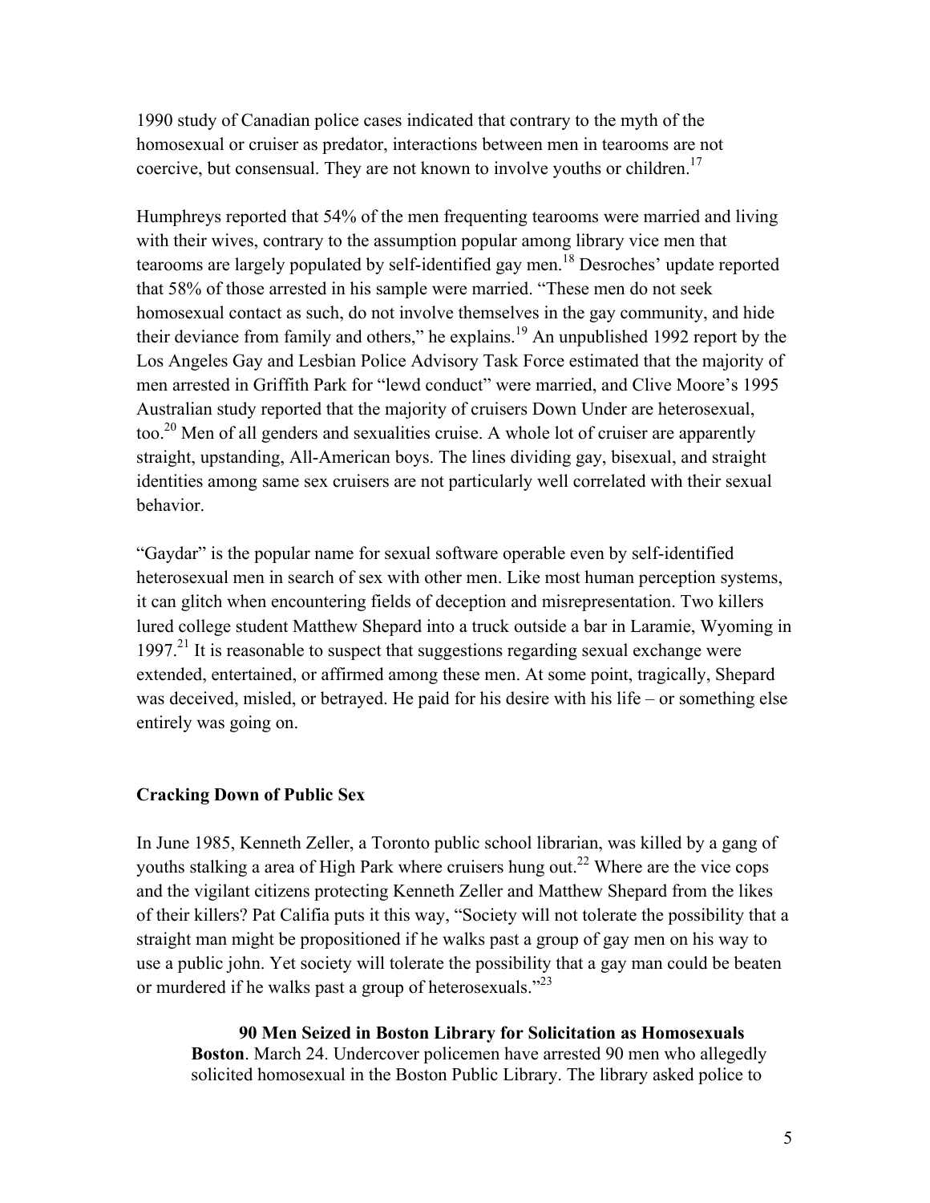1990 study of Canadian police cases indicated that contrary to the myth of the homosexual or cruiser as predator, interactions between men in tearooms are not coercive, but consensual. They are not known to involve youths or children.[17]

Humphreys reported that 54% of the men frequenting tearooms were married and living with their wives, contrary to the assumption popular among library vice men that tearooms are largely populated by self-identified gay men.[18] Desroches' update reported that 58% of those arrested in his sample were married. "These men do not seek homosexual contact as such, do not involve themselves in the gay community, and hide their deviance from family and others," he explains.[19] An unpublished 1992 report by the Los Angeles Gay and Lesbian Police Advisory Task Force estimated that the majority of men arrested in Griffith Park for "lewd conduct" were married, and Clive Moore's 1995 Australian study reported that the majority of cruisers Down Under are heterosexual, too.[20] Men of all genders and sexualities cruise. A whole lot of cruiser are apparently straight, upstanding, All-American boys. The lines dividing gay, bisexual, and straight identities among same sex cruisers are not particularly well correlated with their sexual behavior.

"Gaydar" is the popular name for sexual software operable even by self-identified heterosexual men in search of sex with other men. Like most human perception systems, it can glitch when encountering fields of deception and misrepresentation. Two killers lured college student Matthew Shepard into a truck outside a bar in Laramie, Wyoming in 1997.[21] It is reasonable to suspect that suggestions regarding sexual exchange were extended, entertained, or affirmed among these men. At some point, tragically, Shepard was deceived, misled, or betrayed. He paid for his desire with his life – or something else entirely was going on.

## Cracking Down of Public Sex

In June 1985, Kenneth Zeller, a Toronto public school librarian, was killed by a gang of youths stalking a area of High Park where cruisers hung out.[22] Where are the vice cops and the vigilant citizens protecting Kenneth Zeller and Matthew Shepard from the likes of their killers? Pat Califia puts it this way, "Society will not tolerate the possibility that a straight man might be propositioned if he walks past a group of gay men on his way to use a public john. Yet society will tolerate the possibility that a gay man could be beaten or murdered if he walks past a group of heterosexuals."[23]

> **90 Men Seized in Boston Library for Solicitation as Homosexuals**
> **Boston**. March 24. Undercover policemen have arrested 90 men who allegedly solicited homosexual in the Boston Public Library. The library asked police to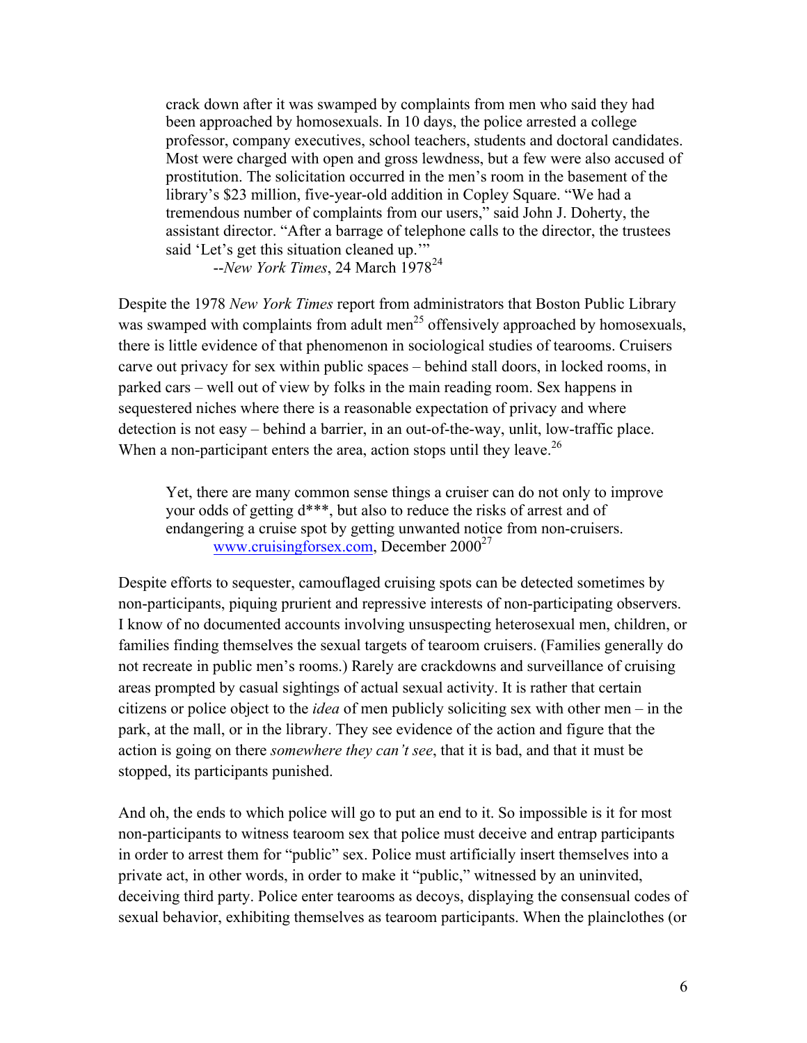> crack down after it was swamped by complaints from men who said they had been approached by homosexuals. In 10 days, the police arrested a college professor, company executives, school teachers, students and doctoral candidates. Most were charged with open and gross lewdness, but a few were also accused of prostitution. The solicitation occurred in the men's room in the basement of the library's $23 million, five-year-old addition in Copley Square. "We had a tremendous number of complaints from our users," said John J. Doherty, the assistant director. "After a barrage of telephone calls to the director, the trustees said 'Let's get this situation cleaned up.'"
>
> --*New York Times*, 24 March 1978[24]

Despite the 1978 *New York Times* report from administrators that Boston Public Library was swamped with complaints from adult men[25] offensively approached by homosexuals, there is little evidence of that phenomenon in sociological studies of tearooms. Cruisers carve out privacy for sex within public spaces – behind stall doors, in locked rooms, in parked cars – well out of view by folks in the main reading room. Sex happens in sequestered niches where there is a reasonable expectation of privacy and where detection is not easy – behind a barrier, in an out-of-the-way, unlit, low-traffic place. When a non-participant enters the area, action stops until they leave.[26]

> Yet, there are many common sense things a cruiser can do not only to improve your odds of getting d***, but also to reduce the risks of arrest and of endangering a cruise spot by getting unwanted notice from non-cruisers.
>
> [www.cruisingforsex.com](http://www.cruisingforsex.com), December 2000[27]

Despite efforts to sequester, camouflaged cruising spots can be detected sometimes by non-participants, piquing prurient and repressive interests of non-participating observers. I know of no documented accounts involving unsuspecting heterosexual men, children, or families finding themselves the sexual targets of tearoom cruisers. (Families generally do not recreate in public men's rooms.) Rarely are crackdowns and surveillance of cruising areas prompted by casual sightings of actual sexual activity. It is rather that certain citizens or police object to the *idea* of men publicly soliciting sex with other men – in the park, at the mall, or in the library. They see evidence of the action and figure that the action is going on there *somewhere they can't see*, that it is bad, and that it must be stopped, its participants punished.

And oh, the ends to which police will go to put an end to it. So impossible is it for most non-participants to witness tearoom sex that police must deceive and entrap participants in order to arrest them for "public" sex. Police must artificially insert themselves into a private act, in other words, in order to make it "public," witnessed by an uninvited, deceiving third party. Police enter tearooms as decoys, displaying the consensual codes of sexual behavior, exhibiting themselves as tearoom participants. When the plainclothes (or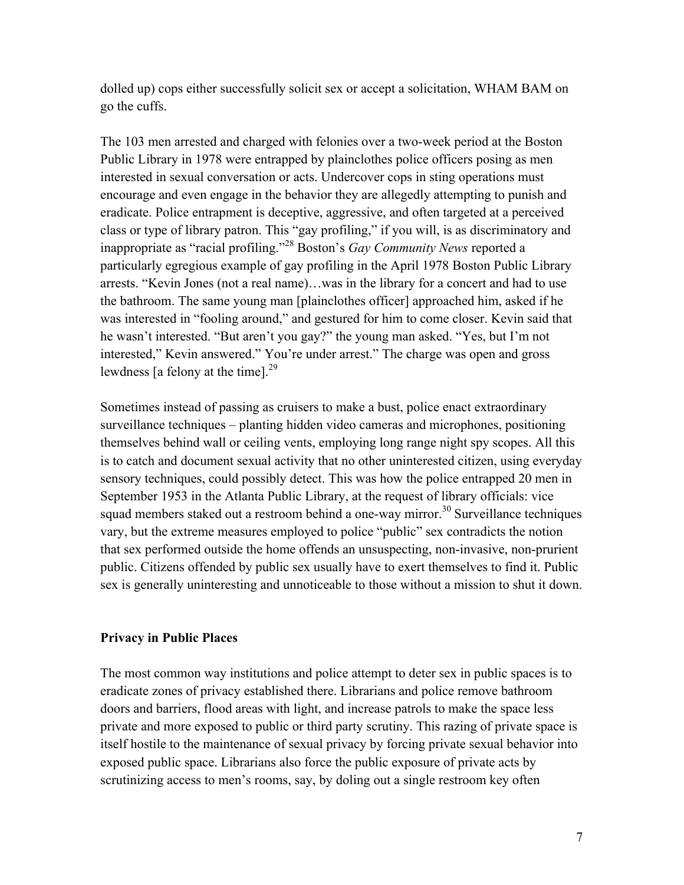dolled up) cops either successfully solicit sex or accept a solicitation, WHAM BAM on go the cuffs.

The 103 men arrested and charged with felonies over a two-week period at the Boston Public Library in 1978 were entrapped by plainclothes police officers posing as men interested in sexual conversation or acts. Undercover cops in sting operations must encourage and even engage in the behavior they are allegedly attempting to punish and eradicate. Police entrapment is deceptive, aggressive, and often targeted at a perceived class or type of library patron. This "gay profiling," if you will, is as discriminatory and inappropriate as "racial profiling."[28] Boston's *Gay Community News* reported a particularly egregious example of gay profiling in the April 1978 Boston Public Library arrests. "Kevin Jones (not a real name)…was in the library for a concert and had to use the bathroom. The same young man [plainclothes officer] approached him, asked if he was interested in "fooling around," and gestured for him to come closer. Kevin said that he wasn't interested. "But aren't you gay?" the young man asked. "Yes, but I'm not interested," Kevin answered." You're under arrest." The charge was open and gross lewdness [a felony at the time].[29]

Sometimes instead of passing as cruisers to make a bust, police enact extraordinary surveillance techniques – planting hidden video cameras and microphones, positioning themselves behind wall or ceiling vents, employing long range night spy scopes. All this is to catch and document sexual activity that no other uninterested citizen, using everyday sensory techniques, could possibly detect. This was how the police entrapped 20 men in September 1953 in the Atlanta Public Library, at the request of library officials: vice squad members staked out a restroom behind a one-way mirror.[30] Surveillance techniques vary, but the extreme measures employed to police "public" sex contradicts the notion that sex performed outside the home offends an unsuspecting, non-invasive, non-prurient public. Citizens offended by public sex usually have to exert themselves to find it. Public sex is generally uninteresting and unnoticeable to those without a mission to shut it down.

## Privacy in Public Places

The most common way institutions and police attempt to deter sex in public spaces is to eradicate zones of privacy established there. Librarians and police remove bathroom doors and barriers, flood areas with light, and increase patrols to make the space less private and more exposed to public or third party scrutiny. This razing of private space is itself hostile to the maintenance of sexual privacy by forcing private sexual behavior into exposed public space. Librarians also force the public exposure of private acts by scrutinizing access to men's rooms, say, by doling out a single restroom key often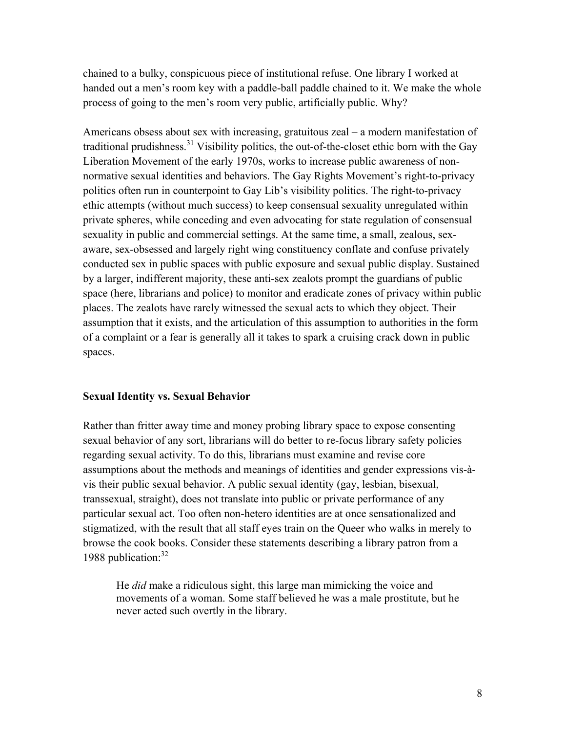chained to a bulky, conspicuous piece of institutional refuse. One library I worked at handed out a men's room key with a paddle-ball paddle chained to it. We make the whole process of going to the men's room very public, artificially public. Why?

Americans obsess about sex with increasing, gratuitous zeal – a modern manifestation of traditional prudishness.[31] Visibility politics, the out-of-the-closet ethic born with the Gay Liberation Movement of the early 1970s, works to increase public awareness of non-normative sexual identities and behaviors. The Gay Rights Movement's right-to-privacy politics often run in counterpoint to Gay Lib's visibility politics. The right-to-privacy ethic attempts (without much success) to keep consensual sexuality unregulated within private spheres, while conceding and even advocating for state regulation of consensual sexuality in public and commercial settings. At the same time, a small, zealous, sex-aware, sex-obsessed and largely right wing constituency conflate and confuse privately conducted sex in public spaces with public exposure and sexual public display. Sustained by a larger, indifferent majority, these anti-sex zealots prompt the guardians of public space (here, librarians and police) to monitor and eradicate zones of privacy within public places. The zealots have rarely witnessed the sexual acts to which they object. Their assumption that it exists, and the articulation of this assumption to authorities in the form of a complaint or a fear is generally all it takes to spark a cruising crack down in public spaces.

### Sexual Identity vs. Sexual Behavior

Rather than fritter away time and money probing library space to expose consenting sexual behavior of any sort, librarians will do better to re-focus library safety policies regarding sexual activity. To do this, librarians must examine and revise core assumptions about the methods and meanings of identities and gender expressions vis-à-vis their public sexual behavior. A public sexual identity (gay, lesbian, bisexual, transsexual, straight), does not translate into public or private performance of any particular sexual act. Too often non-hetero identities are at once sensationalized and stigmatized, with the result that all staff eyes train on the Queer who walks in merely to browse the cook books. Consider these statements describing a library patron from a 1988 publication:[32]

> He *did* make a ridiculous sight, this large man mimicking the voice and movements of a woman. Some staff believed he was a male prostitute, but he never acted such overtly in the library.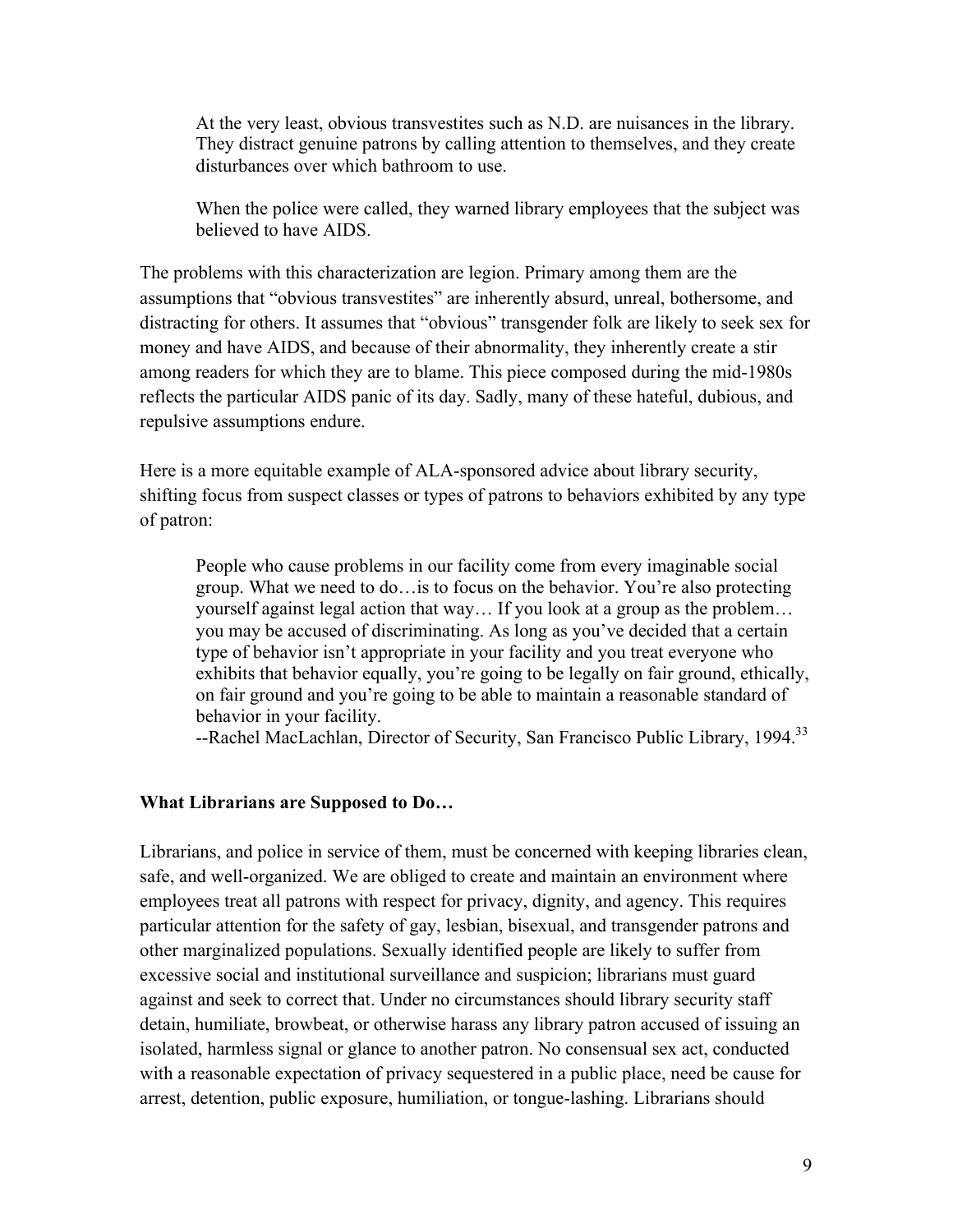> At the very least, obvious transvestites such as N.D. are nuisances in the library. They distract genuine patrons by calling attention to themselves, and they create disturbances over which bathroom to use.
>
> When the police were called, they warned library employees that the subject was believed to have AIDS.

The problems with this characterization are legion. Primary among them are the assumptions that "obvious transvestites" are inherently absurd, unreal, bothersome, and distracting for others. It assumes that "obvious" transgender folk are likely to seek sex for money and have AIDS, and because of their abnormality, they inherently create a stir among readers for which they are to blame. This piece composed during the mid-1980s reflects the particular AIDS panic of its day. Sadly, many of these hateful, dubious, and repulsive assumptions endure.

Here is a more equitable example of ALA-sponsored advice about library security, shifting focus from suspect classes or types of patrons to behaviors exhibited by any type of patron:

> People who cause problems in our facility come from every imaginable social group. What we need to do…is to focus on the behavior. You're also protecting yourself against legal action that way… If you look at a group as the problem… you may be accused of discriminating. As long as you've decided that a certain type of behavior isn't appropriate in your facility and you treat everyone who exhibits that behavior equally, you're going to be legally on fair ground, ethically, on fair ground and you're going to be able to maintain a reasonable standard of behavior in your facility.
> --Rachel MacLachlan, Director of Security, San Francisco Public Library, 1994.[33]

**What Librarians are Supposed to Do…**

Librarians, and police in service of them, must be concerned with keeping libraries clean, safe, and well-organized. We are obliged to create and maintain an environment where employees treat all patrons with respect for privacy, dignity, and agency. This requires particular attention for the safety of gay, lesbian, bisexual, and transgender patrons and other marginalized populations. Sexually identified people are likely to suffer from excessive social and institutional surveillance and suspicion; librarians must guard against and seek to correct that. Under no circumstances should library security staff detain, humiliate, browbeat, or otherwise harass any library patron accused of issuing an isolated, harmless signal or glance to another patron. No consensual sex act, conducted with a reasonable expectation of privacy sequestered in a public place, need be cause for arrest, detention, public exposure, humiliation, or tongue-lashing. Librarians should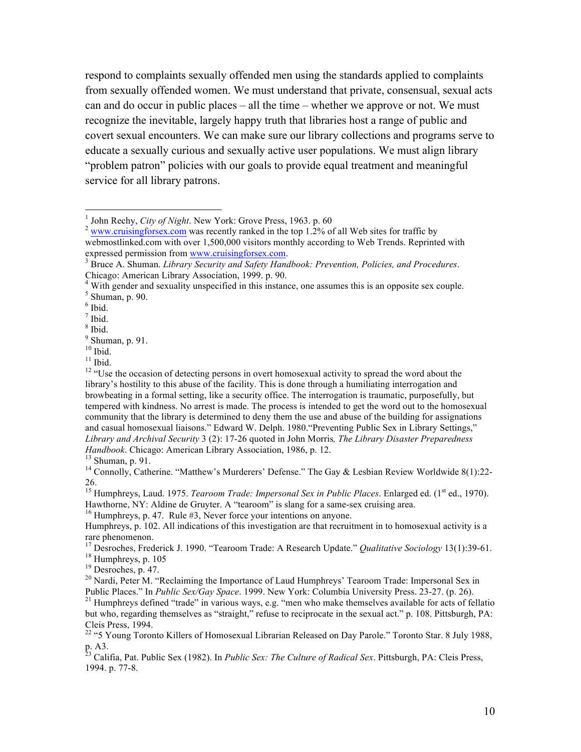respond to complaints sexually offended men using the standards applied to complaints from sexually offended women. We must understand that private, consensual, sexual acts can and do occur in public places – all the time – whether we approve or not. We must recognize the inevitable, largely happy truth that libraries host a range of public and covert sexual encounters. We can make sure our library collections and programs serve to educate a sexually curious and sexually active user populations. We must align library "problem patron" policies with our goals to provide equal treatment and meaningful service for all library patrons.

---

[1] John Rechy, *City of Night*. New York: Grove Press, 1963. p. 60

[2] www.cruisingforsex.com was recently ranked in the top 1.2% of all Web sites for traffic by webmostlinked.com with over 1,500,000 visitors monthly according to Web Trends. Reprinted with expressed permission from www.cruisingforsex.com.

[3] Bruce A. Shuman. *Library Security and Safety Handbook: Prevention, Policies, and Procedures*. Chicago: American Library Association, 1999. p. 90.

[4] With gender and sexuality unspecified in this instance, one assumes this is an opposite sex couple.

[5] Shuman, p. 90.

[6] Ibid.

[7] Ibid.

[8] Ibid.

[9] Shuman, p. 91.

[10] Ibid.

[11] Ibid.

[12] "Use the occasion of detecting persons in overt homosexual activity to spread the word about the library's hostility to this abuse of the facility. This is done through a humiliating interrogation and browbeating in a formal setting, like a security office. The interrogation is traumatic, purposefully, but tempered with kindness. No arrest is made. The process is intended to get the word out to the homosexual community that the library is determined to deny them the use and abuse of the building for assignations and casual homosexual liaisons." Edward W. Delph. 1980."Preventing Public Sex in Library Settings," *Library and Archival Security* 3 (2): 17-26 quoted in John Morris*, The Library Disaster Preparedness Handbook*. Chicago: American Library Association, 1986, p. 12.

[13] Shuman, p. 91.

[14] Connolly, Catherine. "Matthew's Murderers' Defense." The Gay & Lesbian Review Worldwide 8(1):22-26.

[15] Humphreys, Laud. 1975. *Tearoom Trade: Impersonal Sex in Public Places*. Enlarged ed. (1st ed., 1970). Hawthorne, NY: Aldine de Gruyter. A "tearoom" is slang for a same-sex cruising area.

[16] Humphreys, p. 47. Rule #3, Never force your intentions on anyone.
Humphreys, p. 102. All indications of this investigation are that recruitment in to homosexual activity is a rare phenomenon.

[17] Desroches, Frederick J. 1990. "Tearoom Trade: A Research Update." *Qualitative Sociology* 13(1):39-61.

[18] Humphreys, p. 105

[19] Desroches, p. 47.

[20] Nardi, Peter M. "Reclaiming the Importance of Laud Humphreys' Tearoom Trade: Impersonal Sex in Public Places." In *Public Sex/Gay Space*. 1999. New York: Columbia University Press. 23-27. (p. 26).

[21] Humphreys defined "trade" in various ways, e.g. "men who make themselves available for acts of fellatio but who, regarding themselves as "straight," refuse to reciprocate in the sexual act." p. 108. Pittsburgh, PA: Cleis Press, 1994.

[22] "5 Young Toronto Killers of Homosexual Librarian Released on Day Parole." Toronto Star. 8 July 1988, p. A3.

[23] Califia, Pat. Public Sex (1982). In *Public Sex: The Culture of Radical Sex*. Pittsburgh, PA: Cleis Press, 1994. p. 77-8.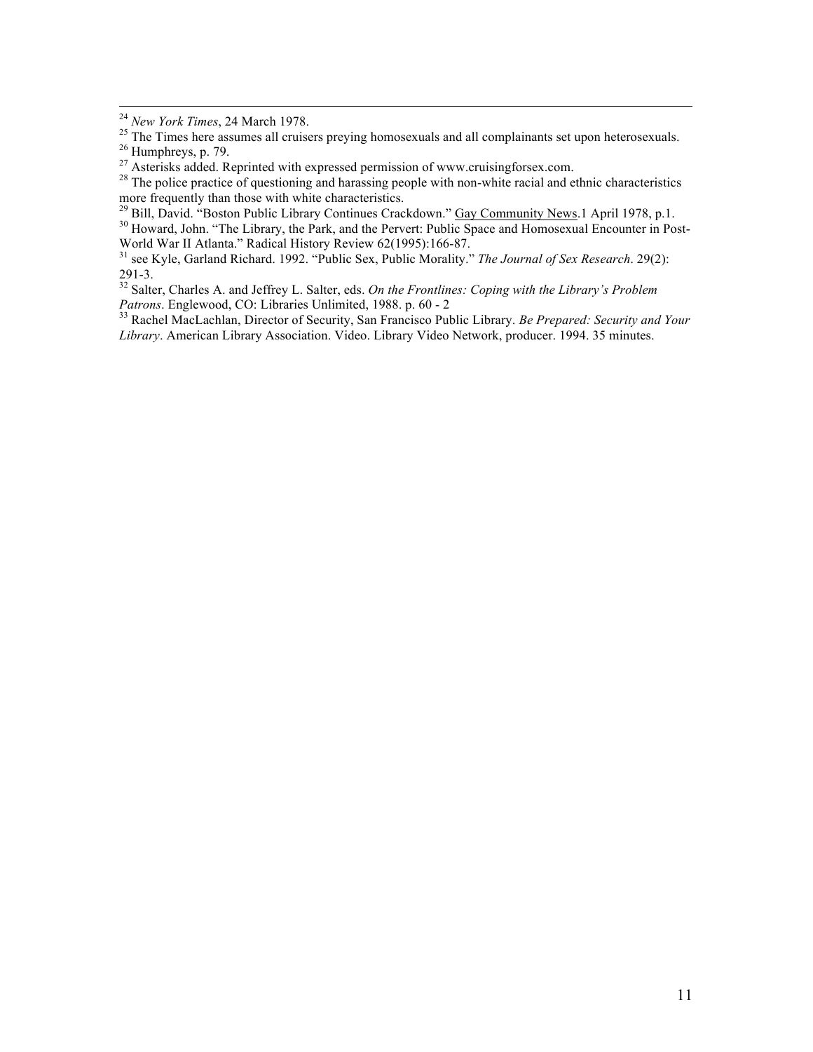[24] *New York Times*, 24 March 1978.

[25] The Times here assumes all cruisers preying homosexuals and all complainants set upon heterosexuals.

[26] Humphreys, p. 79.

[27] Asterisks added. Reprinted with expressed permission of www.cruisingforsex.com.

[28] The police practice of questioning and harassing people with non-white racial and ethnic characteristics more frequently than those with white characteristics.

[29] Bill, David. "Boston Public Library Continues Crackdown." Gay Community News.1 April 1978, p.1.

[30] Howard, John. "The Library, the Park, and the Pervert: Public Space and Homosexual Encounter in Post-World War II Atlanta." Radical History Review 62(1995):166-87.

[31] see Kyle, Garland Richard. 1992. "Public Sex, Public Morality." *The Journal of Sex Research*. 29(2): 291-3.

[32] Salter, Charles A. and Jeffrey L. Salter, eds. *On the Frontlines: Coping with the Library's Problem Patrons*. Englewood, CO: Libraries Unlimited, 1988. p. 60 - 2

[33] Rachel MacLachlan, Director of Security, San Francisco Public Library. *Be Prepared: Security and Your Library*. American Library Association. Video. Library Video Network, producer. 1994. 35 minutes.